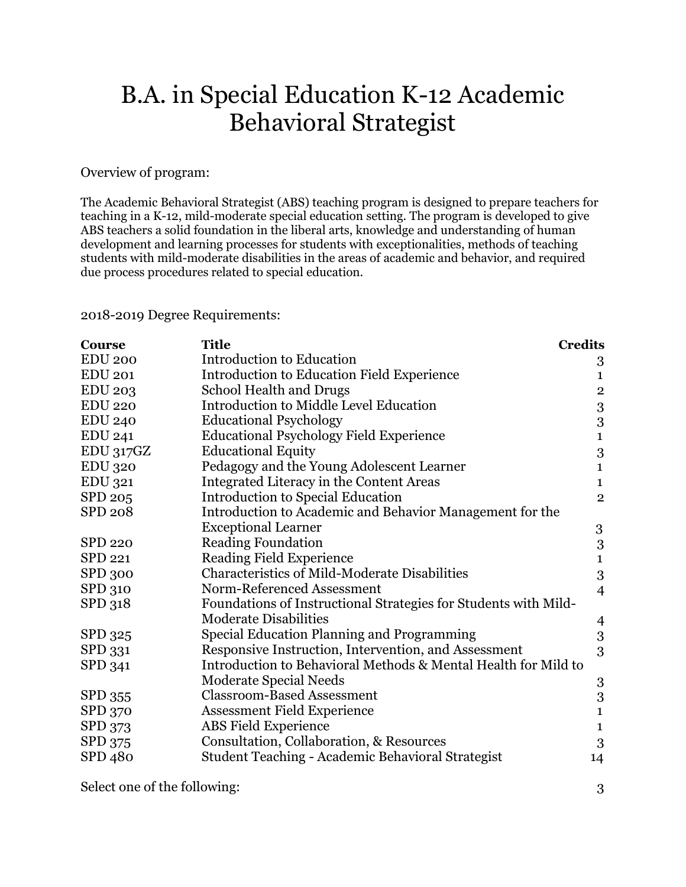# B.A. in Special Education K-12 Academic Behavioral Strategist

Overview of program:

The Academic Behavioral Strategist (ABS) teaching program is designed to prepare teachers for teaching in a K-12, mild-moderate special education setting. The program is developed to give ABS teachers a solid foundation in the liberal arts, knowledge and understanding of human development and learning processes for students with exceptionalities, methods of teaching students with mild-moderate disabilities in the areas of academic and behavior, and required due process procedures related to special education.

2018-2019 Degree Requirements:

| Course | Title | Credits |
|---|---|---|
| EDU 200 | Introduction to Education | 3 |
| EDU 201 | Introduction to Education Field Experience | 1 |
| EDU 203 | School Health and Drugs | 2 |
| EDU 220 | Introduction to Middle Level Education | 3 |
| EDU 240 | Educational Psychology | 3 |
| EDU 241 | Educational Psychology Field Experience | 1 |
| EDU 317GZ | Educational Equity | 3 |
| EDU 320 | Pedagogy and the Young Adolescent Learner | 1 |
| EDU 321 | Integrated Literacy in the Content Areas | 1 |
| SPD 205 | Introduction to Special Education | 2 |
| SPD 208 | Introduction to Academic and Behavior Management for the Exceptional Learner | 3 |
| SPD 220 | Reading Foundation | 3 |
| SPD 221 | Reading Field Experience | 1 |
| SPD 300 | Characteristics of Mild-Moderate Disabilities | 3 |
| SPD 310 | Norm-Referenced Assessment | 4 |
| SPD 318 | Foundations of Instructional Strategies for Students with Mild-Moderate Disabilities | 4 |
| SPD 325 | Special Education Planning and Programming | 3 |
| SPD 331 | Responsive Instruction, Intervention, and Assessment | 3 |
| SPD 341 | Introduction to Behavioral Methods & Mental Health for Mild to Moderate Special Needs | 3 |
| SPD 355 | Classroom-Based Assessment | 3 |
| SPD 370 | Assessment Field Experience | 1 |
| SPD 373 | ABS Field Experience | 1 |
| SPD 375 | Consultation, Collaboration, & Resources | 3 |
| SPD 480 | Student Teaching - Academic Behavioral Strategist | 14 |

Select one of the following: 3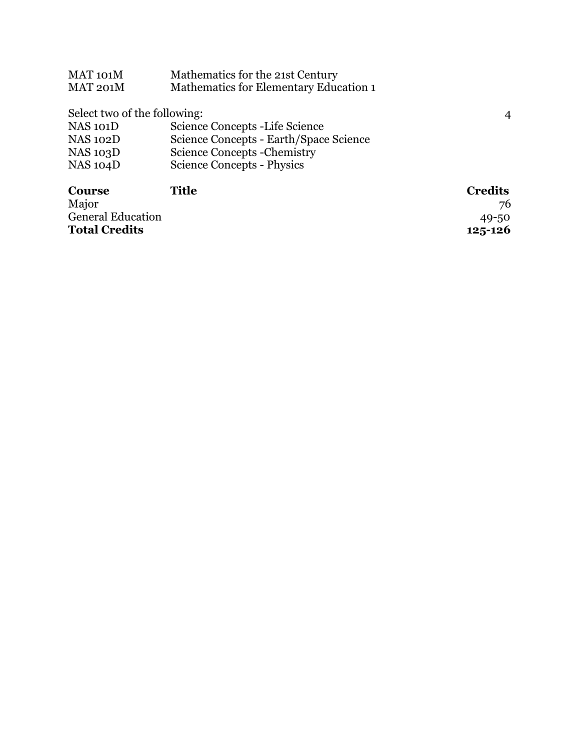| | | |
|---|---|---|
| MAT 101M | Mathematics for the 21st Century | |
| MAT 201M | Mathematics for Elementary Education 1 | |
| Select two of the following: | | 4 |
| NAS 101D | Science Concepts -Life Science | |
| NAS 102D | Science Concepts - Earth/Space Science | |
| NAS 103D | Science Concepts -Chemistry | |
| NAS 104D | Science Concepts - Physics | |

| Course | Title | Credits |
|---|---|---|
| Major | | 76 |
| General Education | | 49-50 |
| **Total Credits** | | **125-126** |